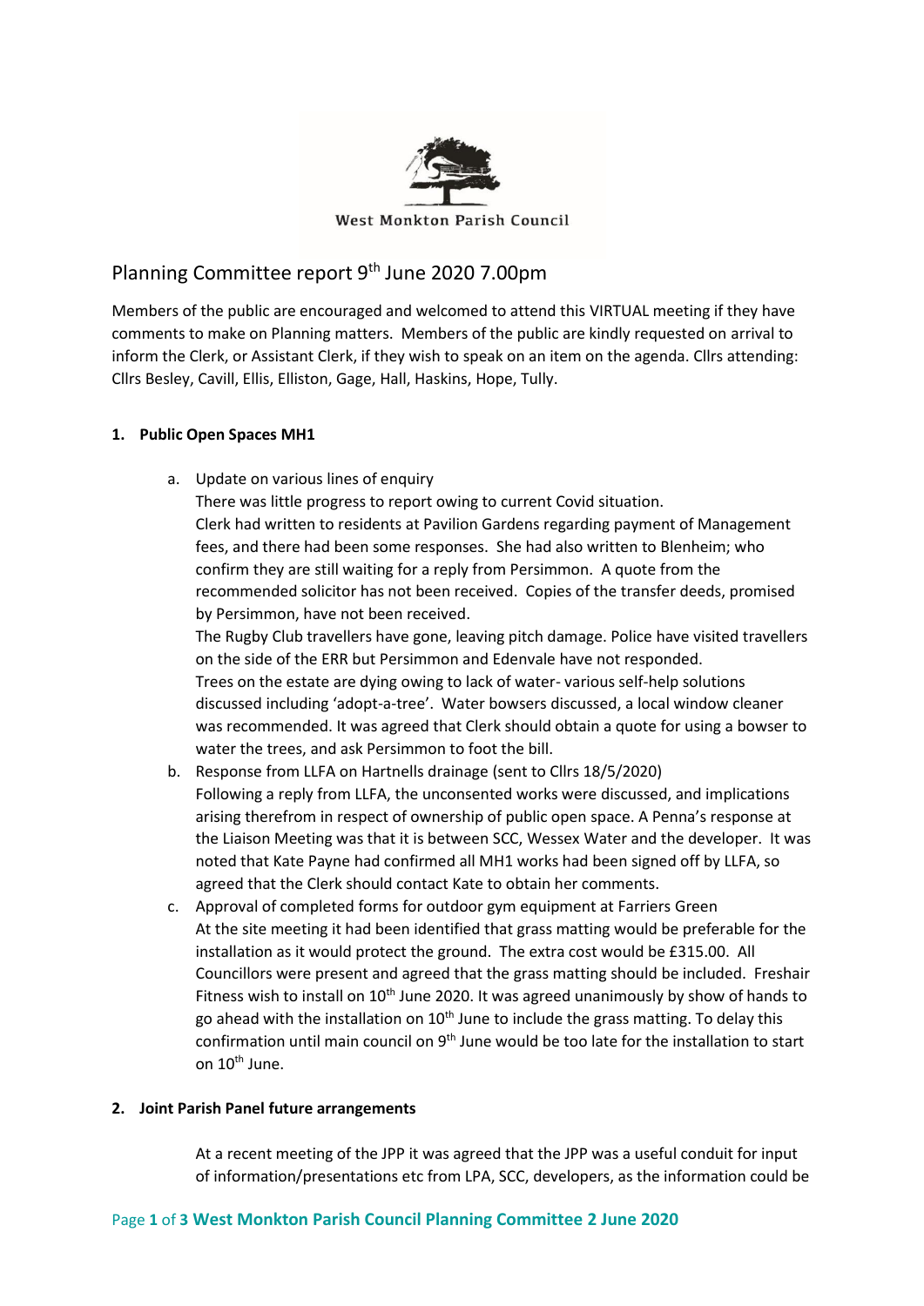West Monkton Parish Council

# Planning Committee report 9th June 2020 7.00pm

Members of the public are encouraged and welcomed to attend this VIRTUAL meeting if they have comments to make on Planning matters. Members of the public are kindly requested on arrival to inform the Clerk, or Assistant Clerk, if they wish to speak on an item on the agenda. Cllrs attending: Cllrs Besley, Cavill, Ellis, Elliston, Gage, Hall, Haskins, Hope, Tully.

## 1. Public Open Spaces MH1

a. Update on various lines of enquiry
   There was little progress to report owing to current Covid situation.
   Clerk had written to residents at Pavilion Gardens regarding payment of Management fees, and there had been some responses. She had also written to Blenheim; who confirm they are still waiting for a reply from Persimmon. A quote from the recommended solicitor has not been received. Copies of the transfer deeds, promised by Persimmon, have not been received.
   The Rugby Club travellers have gone, leaving pitch damage. Police have visited travellers on the side of the ERR but Persimmon and Edenvale have not responded.
   Trees on the estate are dying owing to lack of water- various self-help solutions discussed including 'adopt-a-tree'. Water bowsers discussed, a local window cleaner was recommended. It was agreed that Clerk should obtain a quote for using a bowser to water the trees, and ask Persimmon to foot the bill.

b. Response from LLFA on Hartnells drainage (sent to Cllrs 18/5/2020)
   Following a reply from LLFA, the unconsented works were discussed, and implications arising therefrom in respect of ownership of public open space. A Penna's response at the Liaison Meeting was that it is between SCC, Wessex Water and the developer. It was noted that Kate Payne had confirmed all MH1 works had been signed off by LLFA, so agreed that the Clerk should contact Kate to obtain her comments.

c. Approval of completed forms for outdoor gym equipment at Farriers Green
   At the site meeting it had been identified that grass matting would be preferable for the installation as it would protect the ground. The extra cost would be £315.00. All Councillors were present and agreed that the grass matting should be included. Freshair Fitness wish to install on 10th June 2020. It was agreed unanimously by show of hands to go ahead with the installation on 10th June to include the grass matting. To delay this confirmation until main council on 9th June would be too late for the installation to start on 10th June.

## 2. Joint Parish Panel future arrangements

At a recent meeting of the JPP it was agreed that the JPP was a useful conduit for input of information/presentations etc from LPA, SCC, developers, as the information could be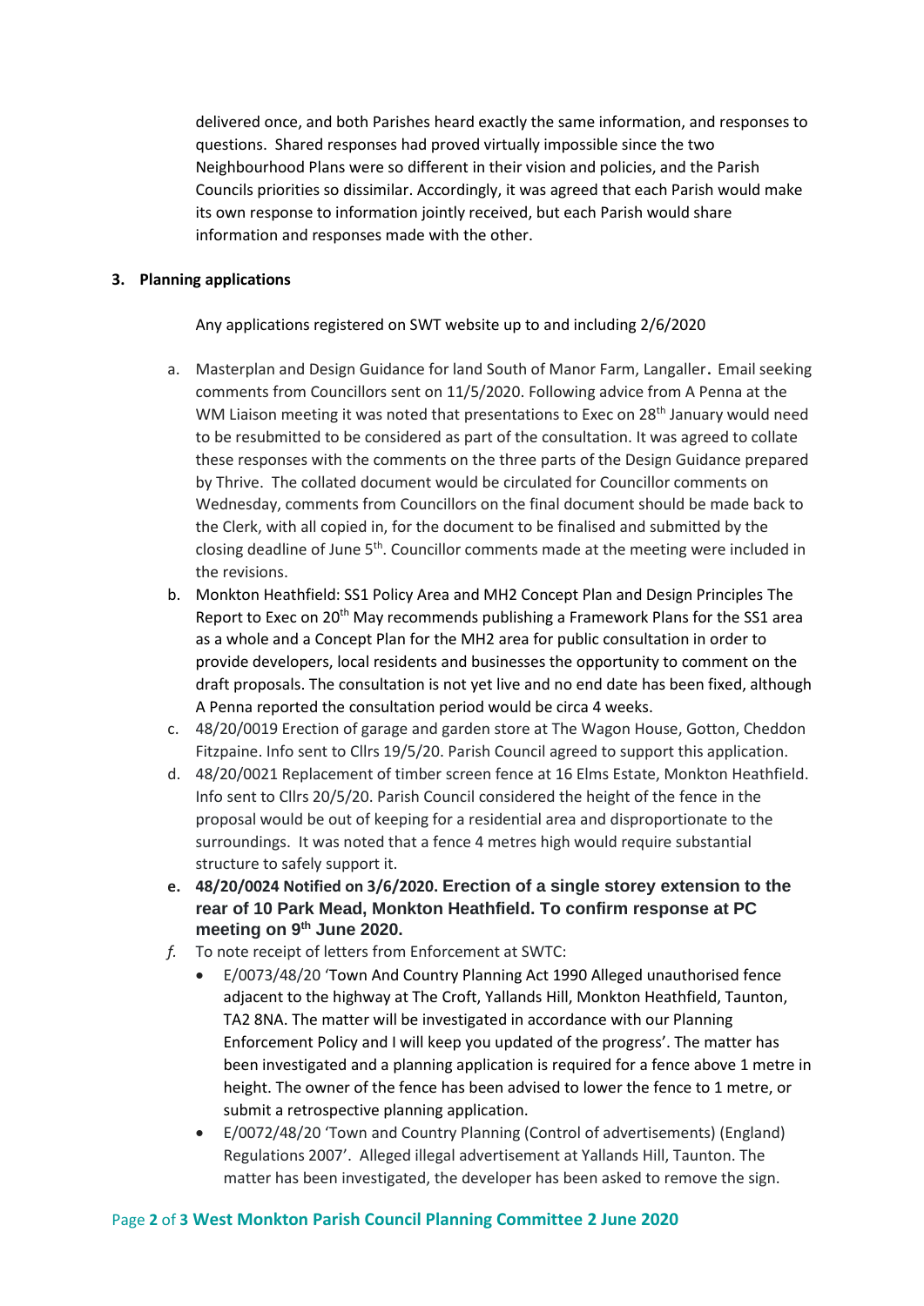delivered once, and both Parishes heard exactly the same information, and responses to questions. Shared responses had proved virtually impossible since the two Neighbourhood Plans were so different in their vision and policies, and the Parish Councils priorities so dissimilar. Accordingly, it was agreed that each Parish would make its own response to information jointly received, but each Parish would share information and responses made with the other.

**3. Planning applications**

Any applications registered on SWT website up to and including 2/6/2020

a. Masterplan and Design Guidance for land South of Manor Farm, Langaller. Email seeking comments from Councillors sent on 11/5/2020. Following advice from A Penna at the WM Liaison meeting it was noted that presentations to Exec on 28th January would need to be resubmitted to be considered as part of the consultation. It was agreed to collate these responses with the comments on the three parts of the Design Guidance prepared by Thrive. The collated document would be circulated for Councillor comments on Wednesday, comments from Councillors on the final document should be made back to the Clerk, with all copied in, for the document to be finalised and submitted by the closing deadline of June 5th. Councillor comments made at the meeting were included in the revisions.
b. Monkton Heathfield: SS1 Policy Area and MH2 Concept Plan and Design Principles The Report to Exec on 20th May recommends publishing a Framework Plans for the SS1 area as a whole and a Concept Plan for the MH2 area for public consultation in order to provide developers, local residents and businesses the opportunity to comment on the draft proposals. The consultation is not yet live and no end date has been fixed, although A Penna reported the consultation period would be circa 4 weeks.
c. 48/20/0019 Erection of garage and garden store at The Wagon House, Gotton, Cheddon Fitzpaine. Info sent to Cllrs 19/5/20. Parish Council agreed to support this application.
d. 48/20/0021 Replacement of timber screen fence at 16 Elms Estate, Monkton Heathfield. Info sent to Cllrs 20/5/20. Parish Council considered the height of the fence in the proposal would be out of keeping for a residential area and disproportionate to the surroundings. It was noted that a fence 4 metres high would require substantial structure to safely support it.
e. **48/20/0024 Notified on 3/6/2020. Erection of a single storey extension to the rear of 10 Park Mead, Monkton Heathfield. To confirm response at PC meeting on 9th June 2020.**
f. To note receipt of letters from Enforcement at SWTC:
   - E/0073/48/20 'Town And Country Planning Act 1990 Alleged unauthorised fence adjacent to the highway at The Croft, Yallands Hill, Monkton Heathfield, Taunton, TA2 8NA. The matter will be investigated in accordance with our Planning Enforcement Policy and I will keep you updated of the progress'. The matter has been investigated and a planning application is required for a fence above 1 metre in height. The owner of the fence has been advised to lower the fence to 1 metre, or submit a retrospective planning application.
   - E/0072/48/20 'Town and Country Planning (Control of advertisements) (England) Regulations 2007'. Alleged illegal advertisement at Yallands Hill, Taunton. The matter has been investigated, the developer has been asked to remove the sign.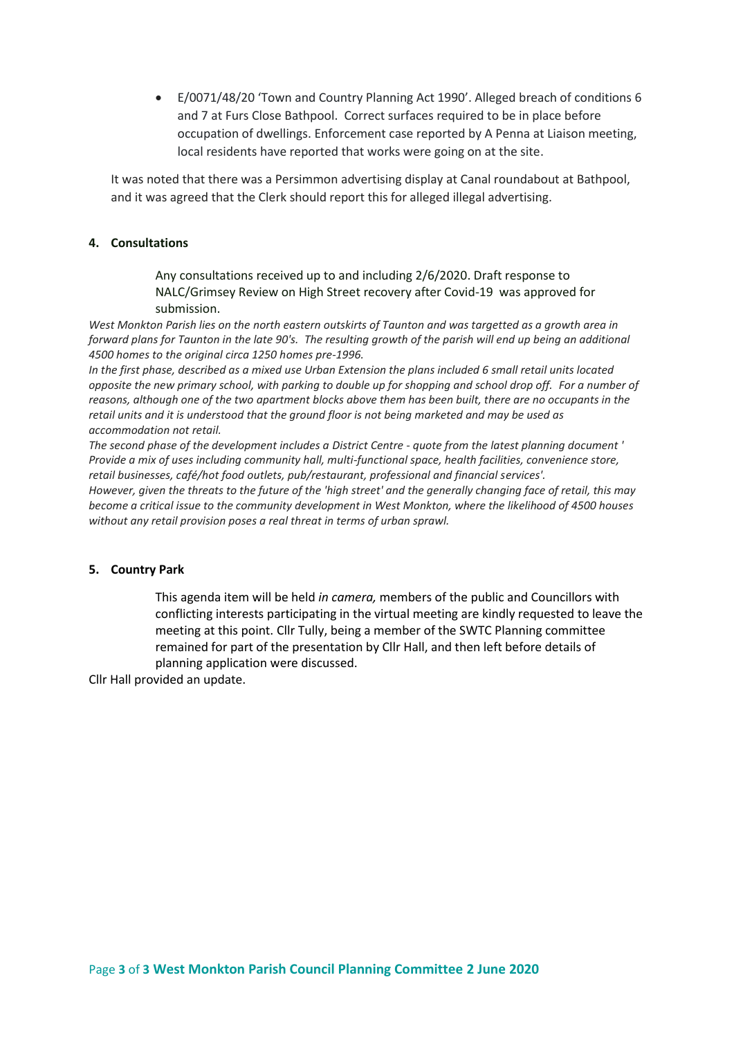- E/0071/48/20 'Town and Country Planning Act 1990'. Alleged breach of conditions 6 and 7 at Furs Close Bathpool. Correct surfaces required to be in place before occupation of dwellings. Enforcement case reported by A Penna at Liaison meeting, local residents have reported that works were going on at the site.

It was noted that there was a Persimmon advertising display at Canal roundabout at Bathpool, and it was agreed that the Clerk should report this for alleged illegal advertising.

## 4. Consultations

Any consultations received up to and including 2/6/2020. Draft response to NALC/Grimsey Review on High Street recovery after Covid-19 was approved for submission.

*West Monkton Parish lies on the north eastern outskirts of Taunton and was targetted as a growth area in forward plans for Taunton in the late 90's. The resulting growth of the parish will end up being an additional 4500 homes to the original circa 1250 homes pre-1996.*

*In the first phase, described as a mixed use Urban Extension the plans included 6 small retail units located opposite the new primary school, with parking to double up for shopping and school drop off. For a number of reasons, although one of the two apartment blocks above them has been built, there are no occupants in the retail units and it is understood that the ground floor is not being marketed and may be used as accommodation not retail.*

*The second phase of the development includes a District Centre - quote from the latest planning document ' Provide a mix of uses including community hall, multi-functional space, health facilities, convenience store, retail businesses, café/hot food outlets, pub/restaurant, professional and financial services'.*

*However, given the threats to the future of the 'high street' and the generally changing face of retail, this may become a critical issue to the community development in West Monkton, where the likelihood of 4500 houses without any retail provision poses a real threat in terms of urban sprawl.*

## 5. Country Park

This agenda item will be held *in camera,* members of the public and Councillors with conflicting interests participating in the virtual meeting are kindly requested to leave the meeting at this point. Cllr Tully, being a member of the SWTC Planning committee remained for part of the presentation by Cllr Hall, and then left before details of planning application were discussed.

Cllr Hall provided an update.